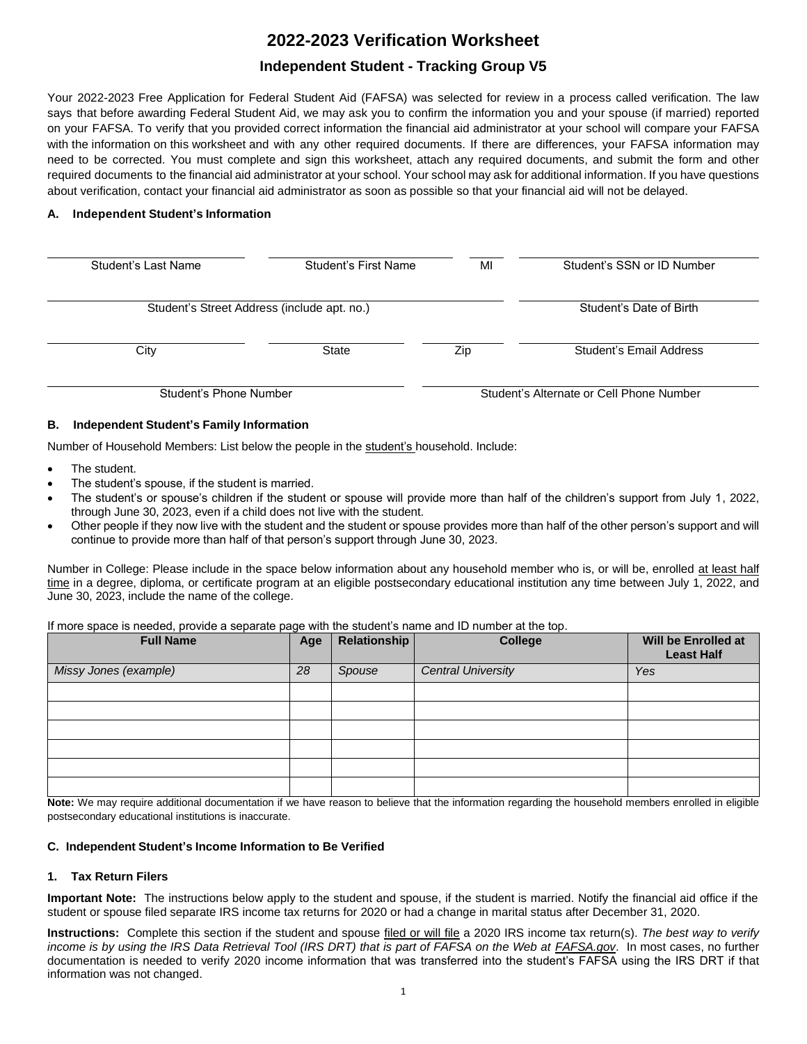# 2022-2023 Verification Worksheet

## Independent Student - Tracking Group V5

Your 2022-2023 Free Application for Federal Student Aid (FAFSA) was selected for review in a process called verification. The law says that before awarding Federal Student Aid, we may ask you to confirm the information you and your spouse (if married) reported on your FAFSA. To verify that you provided correct information the financial aid administrator at your school will compare your FAFSA with the information on this worksheet and with any other required documents. If there are differences, your FAFSA information may need to be corrected. You must complete and sign this worksheet, attach any required documents, and submit the form and other required documents to the financial aid administrator at your school. Your school may ask for additional information. If you have questions about verification, contact your financial aid administrator as soon as possible so that your financial aid will not be delayed.

### A. Independent Student's Information

| | | | |
|---|---|---|---|
| Student's Last Name | Student's First Name | MI | Student's SSN or ID Number |

| | |
|---|---|
| Student's Street Address (include apt. no.) | Student's Date of Birth |

| | | | |
|---|---|---|---|
| City | State | Zip | Student's Email Address |

| | |
|---|---|
| Student's Phone Number | Student's Alternate or Cell Phone Number |

### B. Independent Student's Family Information

Number of Household Members: List below the people in the student's household. Include:

- The student.
- The student's spouse, if the student is married.
- The student's or spouse's children if the student or spouse will provide more than half of the children's support from July 1, 2022, through June 30, 2023, even if a child does not live with the student.
- Other people if they now live with the student and the student or spouse provides more than half of the other person's support and will continue to provide more than half of that person's support through June 30, 2023.

Number in College: Please include in the space below information about any household member who is, or will be, enrolled at least half time in a degree, diploma, or certificate program at an eligible postsecondary educational institution any time between July 1, 2022, and June 30, 2023, include the name of the college.

If more space is needed, provide a separate page with the student's name and ID number at the top.

| Full Name | Age | Relationship | College | Will be Enrolled at Least Half |
|---|---|---|---|---|
| *Missy Jones (example)* | *28* | *Spouse* | *Central University* | *Yes* |
| | | | | |
| | | | | |
| | | | | |
| | | | | |
| | | | | |
| | | | | |

**Note:** We may require additional documentation if we have reason to believe that the information regarding the household members enrolled in eligible postsecondary educational institutions is inaccurate.

### C. Independent Student's Income Information to Be Verified

#### 1. Tax Return Filers

**Important Note:** The instructions below apply to the student and spouse, if the student is married. Notify the financial aid office if the student or spouse filed separate IRS income tax returns for 2020 or had a change in marital status after December 31, 2020.

**Instructions:** Complete this section if the student and spouse filed or will file a 2020 IRS income tax return(s). *The best way to verify income is by using the IRS Data Retrieval Tool (IRS DRT) that is part of FAFSA on the Web at FAFSA.gov*. In most cases, no further documentation is needed to verify 2020 income information that was transferred into the student's FAFSA using the IRS DRT if that information was not changed.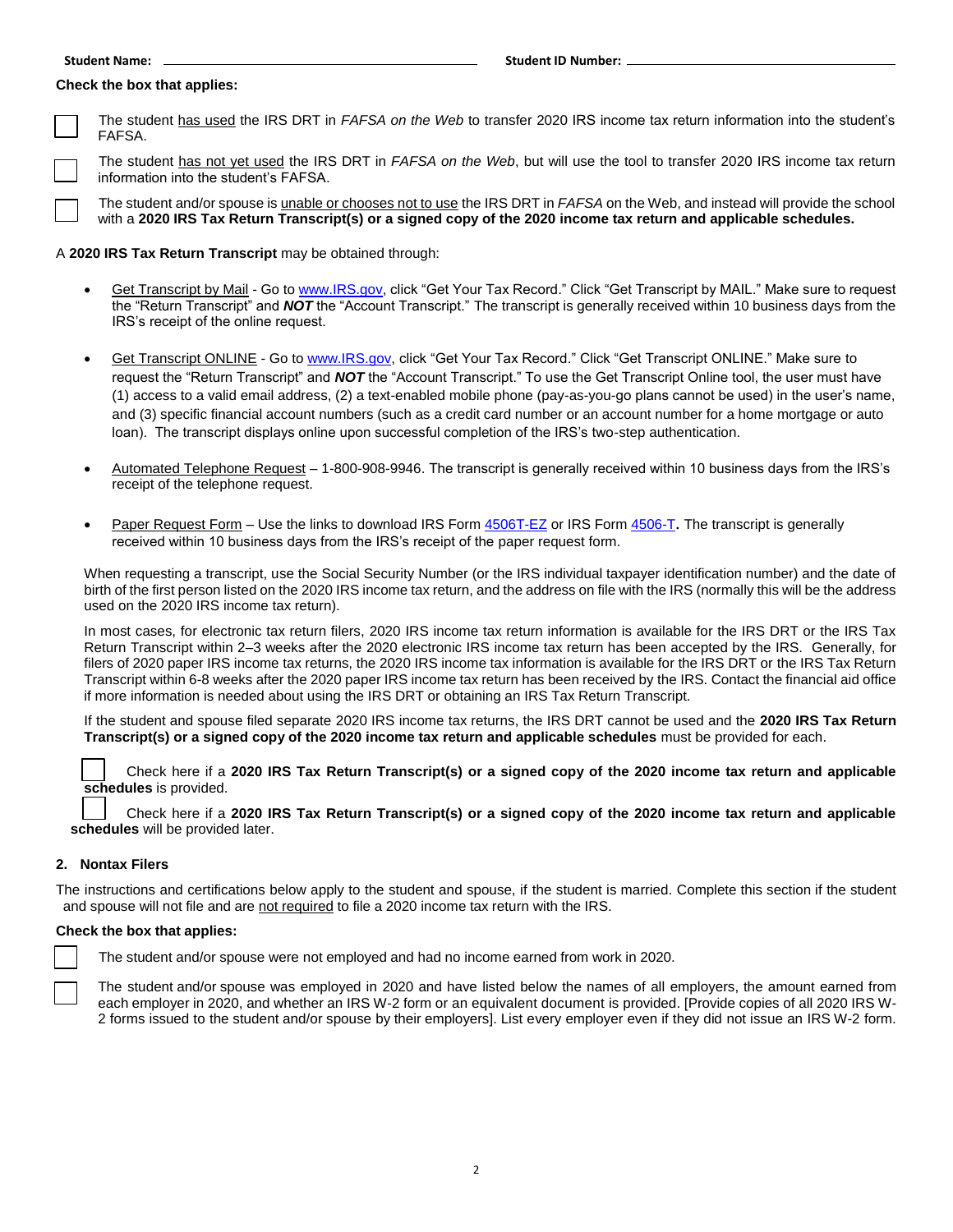**Student Name:** \_\_\_\_\_\_\_\_\_\_\_\_\_\_\_\_\_\_\_\_\_\_\_\_\_\_\_\_\_\_ **Student ID Number:** \_\_\_\_\_\_\_\_\_\_\_\_\_\_\_\_\_\_\_\_\_\_\_\_\_\_\_\_\_\_

**Check the box that applies:**

☐ The student has used the IRS DRT in *FAFSA on the Web* to transfer 2020 IRS income tax return information into the student's FAFSA.

☐ The student has not yet used the IRS DRT in *FAFSA on the Web*, but will use the tool to transfer 2020 IRS income tax return information into the student's FAFSA.

☐ The student and/or spouse is unable or chooses not to use the IRS DRT in *FAFSA* on the Web, and instead will provide the school with a **2020 IRS Tax Return Transcript(s) or a signed copy of the 2020 income tax return and applicable schedules.**

A **2020 IRS Tax Return Transcript** may be obtained through:

- Get Transcript by Mail - Go to www.IRS.gov, click "Get Your Tax Record." Click "Get Transcript by MAIL." Make sure to request the "Return Transcript" and ***NOT*** the "Account Transcript." The transcript is generally received within 10 business days from the IRS's receipt of the online request.

- Get Transcript ONLINE - Go to www.IRS.gov, click "Get Your Tax Record." Click "Get Transcript ONLINE." Make sure to request the "Return Transcript" and ***NOT*** the "Account Transcript." To use the Get Transcript Online tool, the user must have (1) access to a valid email address, (2) a text-enabled mobile phone (pay-as-you-go plans cannot be used) in the user's name, and (3) specific financial account numbers (such as a credit card number or an account number for a home mortgage or auto loan). The transcript displays online upon successful completion of the IRS's two-step authentication.

- Automated Telephone Request – 1-800-908-9946. The transcript is generally received within 10 business days from the IRS's receipt of the telephone request.

- Paper Request Form – Use the links to download IRS Form 4506T-EZ or IRS Form 4506-T**.** The transcript is generally received within 10 business days from the IRS's receipt of the paper request form.

When requesting a transcript, use the Social Security Number (or the IRS individual taxpayer identification number) and the date of birth of the first person listed on the 2020 IRS income tax return, and the address on file with the IRS (normally this will be the address used on the 2020 IRS income tax return).

In most cases, for electronic tax return filers, 2020 IRS income tax return information is available for the IRS DRT or the IRS Tax Return Transcript within 2–3 weeks after the 2020 electronic IRS income tax return has been accepted by the IRS. Generally, for filers of 2020 paper IRS income tax returns, the 2020 IRS income tax information is available for the IRS DRT or the IRS Tax Return Transcript within 6-8 weeks after the 2020 paper IRS income tax return has been received by the IRS. Contact the financial aid office if more information is needed about using the IRS DRT or obtaining an IRS Tax Return Transcript.

If the student and spouse filed separate 2020 IRS income tax returns, the IRS DRT cannot be used and the **2020 IRS Tax Return Transcript(s) or a signed copy of the 2020 income tax return and applicable schedules** must be provided for each.

☐ Check here if a **2020 IRS Tax Return Transcript(s) or a signed copy of the 2020 income tax return and applicable schedules** is provided.

☐ Check here if a **2020 IRS Tax Return Transcript(s) or a signed copy of the 2020 income tax return and applicable schedules** will be provided later.

## 2. Nontax Filers

The instructions and certifications below apply to the student and spouse, if the student is married. Complete this section if the student and spouse will not file and are not required to file a 2020 income tax return with the IRS.

**Check the box that applies:**

☐ The student and/or spouse were not employed and had no income earned from work in 2020.

☐ The student and/or spouse was employed in 2020 and have listed below the names of all employers, the amount earned from each employer in 2020, and whether an IRS W-2 form or an equivalent document is provided. [Provide copies of all 2020 IRS W-2 forms issued to the student and/or spouse by their employers]. List every employer even if they did not issue an IRS W-2 form.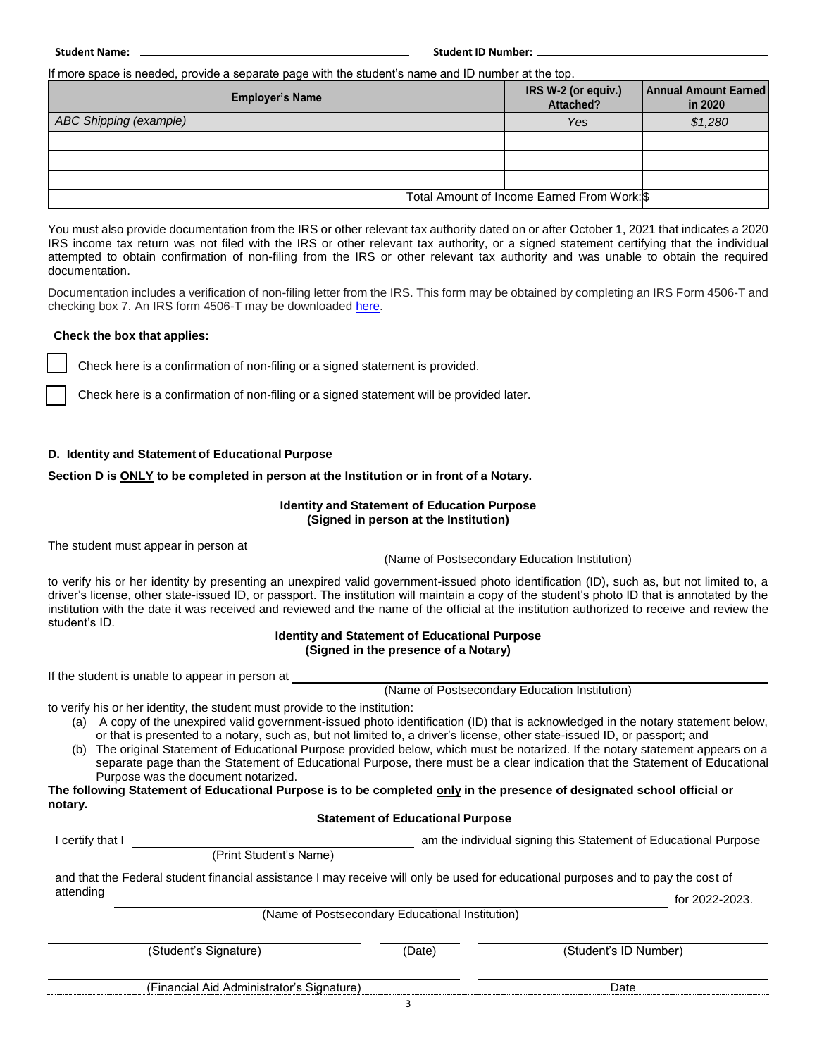**Student Name:** ______________________ **Student ID Number:** ______________________

If more space is needed, provide a separate page with the student's name and ID number at the top.

| Employer's Name | IRS W-2 (or equiv.) Attached? | Annual Amount Earned in 2020 |
|---|---|---|
| *ABC Shipping (example)* | *Yes* | *$1,280* |
| | | |
| | | |
| | | |
| Total Amount of Income Earned From Work: | | $ |

You must also provide documentation from the IRS or other relevant tax authority dated on or after October 1, 2021 that indicates a 2020 IRS income tax return was not filed with the IRS or other relevant tax authority, or a signed statement certifying that the individual attempted to obtain confirmation of non-filing from the IRS or other relevant tax authority and was unable to obtain the required documentation.

Documentation includes a verification of non-filing letter from the IRS. This form may be obtained by completing an IRS Form 4506-T and checking box 7. An IRS form 4506-T may be downloaded here.

**Check the box that applies:**

☐ Check here is a confirmation of non-filing or a signed statement is provided.

☐ Check here is a confirmation of non-filing or a signed statement will be provided later.

## D. Identity and Statement of Educational Purpose

**Section D is ONLY to be completed in person at the Institution or in front of a Notary.**

### Identity and Statement of Education Purpose (Signed in person at the Institution)

The student must appear in person at ______________________________________
(Name of Postsecondary Education Institution)

to verify his or her identity by presenting an unexpired valid government-issued photo identification (ID), such as, but not limited to, a driver's license, other state-issued ID, or passport. The institution will maintain a copy of the student's photo ID that is annotated by the institution with the date it was received and reviewed and the name of the official at the institution authorized to receive and review the student's ID.

### Identity and Statement of Educational Purpose (Signed in the presence of a Notary)

If the student is unable to appear in person at ______________________________________
(Name of Postsecondary Education Institution)

to verify his or her identity, the student must provide to the institution:

(a) A copy of the unexpired valid government-issued photo identification (ID) that is acknowledged in the notary statement below, or that is presented to a notary, such as, but not limited to, a driver's license, other state-issued ID, or passport; and

(b) The original Statement of Educational Purpose provided below, which must be notarized. If the notary statement appears on a separate page than the Statement of Educational Purpose, there must be a clear indication that the Statement of Educational Purpose was the document notarized.

**The following Statement of Educational Purpose is to be completed only in the presence of designated school official or notary.**

### Statement of Educational Purpose

I certify that I ______________________ (Print Student's Name) am the individual signing this Statement of Educational Purpose and that the Federal student financial assistance I may receive will only be used for educational purposes and to pay the cost of attending ______________________________________ (Name of Postsecondary Educational Institution) for 2022-2023.

______________________ (Student's Signature) __________ (Date) ______________________ (Student's ID Number)

______________________ (Financial Aid Administrator's Signature) ______________________ Date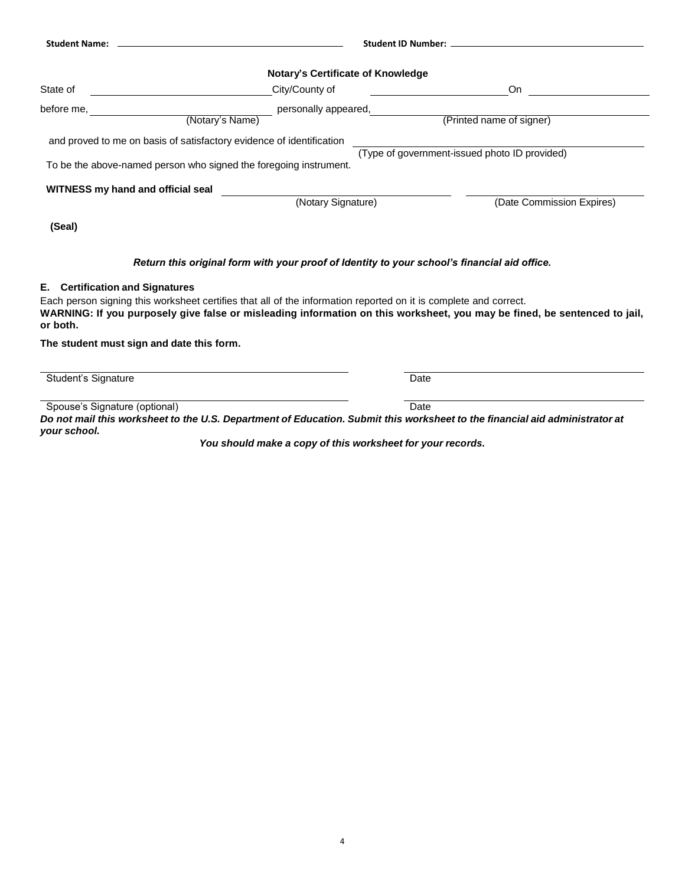**Student Name:** \_\_\_\_\_\_\_\_\_\_\_\_\_\_\_\_\_\_\_\_\_\_\_\_\_\_\_\_\_\_ **Student ID Number:** \_\_\_\_\_\_\_\_\_\_\_\_\_\_\_\_\_\_\_\_\_\_\_\_\_\_\_\_\_\_

**Notary's Certificate of Knowledge**

State of \_\_\_\_\_\_\_\_\_\_\_\_\_\_\_\_\_\_\_\_ City/County of \_\_\_\_\_\_\_\_\_\_\_\_\_\_\_\_\_\_\_\_ On \_\_\_\_\_\_\_\_\_\_\_\_\_\_\_\_\_\_\_\_

before me, \_\_\_\_\_\_\_\_\_\_\_\_\_\_\_\_\_\_\_\_ (Notary's Name) personally appeared, \_\_\_\_\_\_\_\_\_\_\_\_\_\_\_\_\_\_\_\_ (Printed name of signer)

and proved to me on basis of satisfactory evidence of identification \_\_\_\_\_\_\_\_\_\_\_\_\_\_\_\_\_\_\_\_ (Type of government-issued photo ID provided)

To be the above-named person who signed the foregoing instrument.

**WITNESS my hand and official seal** \_\_\_\_\_\_\_\_\_\_\_\_\_\_\_\_\_\_\_\_ (Notary Signature) \_\_\_\_\_\_\_\_\_\_\_\_\_\_\_\_\_\_\_\_ (Date Commission Expires)

**(Seal)**

***Return this original form with your proof of Identity to your school's financial aid office.***

### E. Certification and Signatures

Each person signing this worksheet certifies that all of the information reported on it is complete and correct.

**WARNING: If you purposely give false or misleading information on this worksheet, you may be fined, be sentenced to jail, or both.**

**The student must sign and date this form.**

\_\_\_\_\_\_\_\_\_\_\_\_\_\_\_\_\_\_\_\_\_\_\_\_\_\_\_\_\_\_ \_\_\_\_\_\_\_\_\_\_\_\_\_\_\_\_\_\_\_\_
Student's Signature Date

\_\_\_\_\_\_\_\_\_\_\_\_\_\_\_\_\_\_\_\_\_\_\_\_\_\_\_\_\_\_ \_\_\_\_\_\_\_\_\_\_\_\_\_\_\_\_\_\_\_\_
Spouse's Signature (optional) Date

***Do not mail this worksheet to the U.S. Department of Education. Submit this worksheet to the financial aid administrator at your school.***

***You should make a copy of this worksheet for your records.***